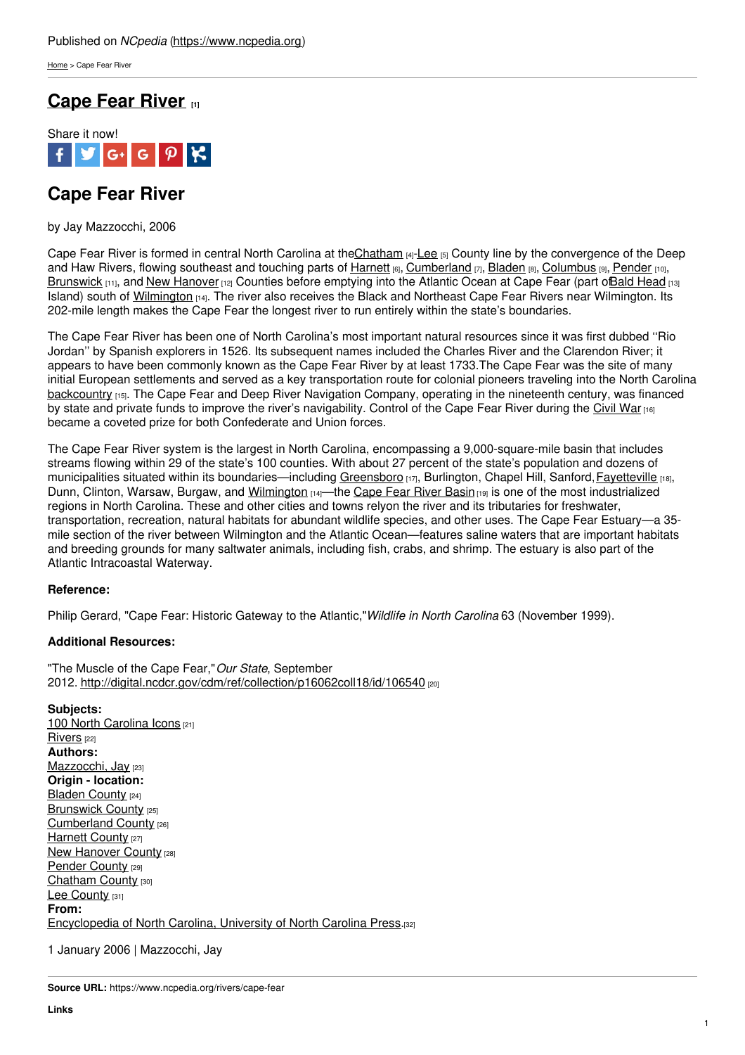Published on *NCpedia* (https://www.ncpedia.org)

Home > Cape Fear River

# Cape Fear River [1]

Share it now!

## Cape Fear River

by Jay Mazzocchi, 2006

Cape Fear River is formed in central North Carolina at the Chatham [4]-Lee [5] County line by the convergence of the Deep and Haw Rivers, flowing southeast and touching parts of Harnett [6], Cumberland [7], Bladen [8], Columbus [9], Pender [10], Brunswick [11], and New Hanover [12] Counties before emptying into the Atlantic Ocean at Cape Fear (part of Bald Head [13] Island) south of Wilmington [14]. The river also receives the Black and Northeast Cape Fear Rivers near Wilmington. Its 202-mile length makes the Cape Fear the longest river to run entirely within the state's boundaries.

The Cape Fear River has been one of North Carolina's most important natural resources since it was first dubbed ''Rio Jordan'' by Spanish explorers in 1526. Its subsequent names included the Charles River and the Clarendon River; it appears to have been commonly known as the Cape Fear River by at least 1733.The Cape Fear was the site of many initial European settlements and served as a key transportation route for colonial pioneers traveling into the North Carolina backcountry [15]. The Cape Fear and Deep River Navigation Company, operating in the nineteenth century, was financed by state and private funds to improve the river's navigability. Control of the Cape Fear River during the Civil War [16] became a coveted prize for both Confederate and Union forces.

The Cape Fear River system is the largest in North Carolina, encompassing a 9,000-square-mile basin that includes streams flowing within 29 of the state's 100 counties. With about 27 percent of the state's population and dozens of municipalities situated within its boundaries—including Greensboro [17], Burlington, Chapel Hill, Sanford, Fayetteville [18], Dunn, Clinton, Warsaw, Burgaw, and Wilmington [14]—the Cape Fear River Basin [19] is one of the most industrialized regions in North Carolina. These and other cities and towns relyon the river and its tributaries for freshwater, transportation, recreation, natural habitats for abundant wildlife species, and other uses. The Cape Fear Estuary—a 35-mile section of the river between Wilmington and the Atlantic Ocean—features saline waters that are important habitats and breeding grounds for many saltwater animals, including fish, crabs, and shrimp. The estuary is also part of the Atlantic Intracoastal Waterway.

**Reference:**

Philip Gerard, "Cape Fear: Historic Gateway to the Atlantic,"*Wildlife in North Carolina* 63 (November 1999).

**Additional Resources:**

"The Muscle of the Cape Fear,"*Our State*, September 2012. http://digital.ncdcr.gov/cdm/ref/collection/p16062coll18/id/106540 [20]

**Subjects:**
100 North Carolina Icons [21]
Rivers [22]
**Authors:**
Mazzocchi, Jay [23]
**Origin - location:**
Bladen County [24]
Brunswick County [25]
Cumberland County [26]
Harnett County [27]
New Hanover County [28]
Pender County [29]
Chatham County [30]
Lee County [31]
**From:**
Encyclopedia of North Carolina, University of North Carolina Press.[32]

1 January 2006 | Mazzocchi, Jay

**Source URL:** https://www.ncpedia.org/rivers/cape-fear

**Links**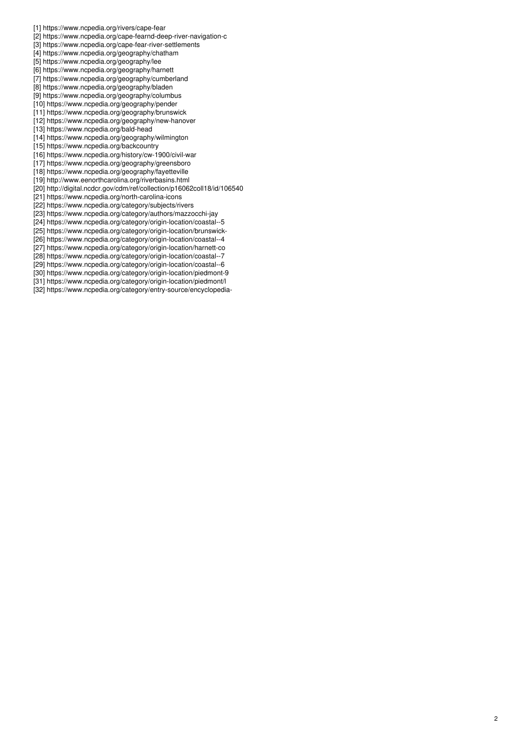[1] https://www.ncpedia.org/rivers/cape-fear
[2] https://www.ncpedia.org/cape-fearnd-deep-river-navigation-c
[3] https://www.ncpedia.org/cape-fear-river-settlements
[4] https://www.ncpedia.org/geography/chatham
[5] https://www.ncpedia.org/geography/lee
[6] https://www.ncpedia.org/geography/harnett
[7] https://www.ncpedia.org/geography/cumberland
[8] https://www.ncpedia.org/geography/bladen
[9] https://www.ncpedia.org/geography/columbus
[10] https://www.ncpedia.org/geography/pender
[11] https://www.ncpedia.org/geography/brunswick
[12] https://www.ncpedia.org/geography/new-hanover
[13] https://www.ncpedia.org/bald-head
[14] https://www.ncpedia.org/geography/wilmington
[15] https://www.ncpedia.org/backcountry
[16] https://www.ncpedia.org/history/cw-1900/civil-war
[17] https://www.ncpedia.org/geography/greensboro
[18] https://www.ncpedia.org/geography/fayetteville
[19] http://www.eenorthcarolina.org/riverbasins.html
[20] http://digital.ncdcr.gov/cdm/ref/collection/p16062coll18/id/106540
[21] https://www.ncpedia.org/north-carolina-icons
[22] https://www.ncpedia.org/category/subjects/rivers
[23] https://www.ncpedia.org/category/authors/mazzocchi-jay
[24] https://www.ncpedia.org/category/origin-location/coastal--5
[25] https://www.ncpedia.org/category/origin-location/brunswick-
[26] https://www.ncpedia.org/category/origin-location/coastal--4
[27] https://www.ncpedia.org/category/origin-location/harnett-co
[28] https://www.ncpedia.org/category/origin-location/coastal--7
[29] https://www.ncpedia.org/category/origin-location/coastal--6
[30] https://www.ncpedia.org/category/origin-location/piedmont-9
[31] https://www.ncpedia.org/category/origin-location/piedmont/l
[32] https://www.ncpedia.org/category/entry-source/encyclopedia-